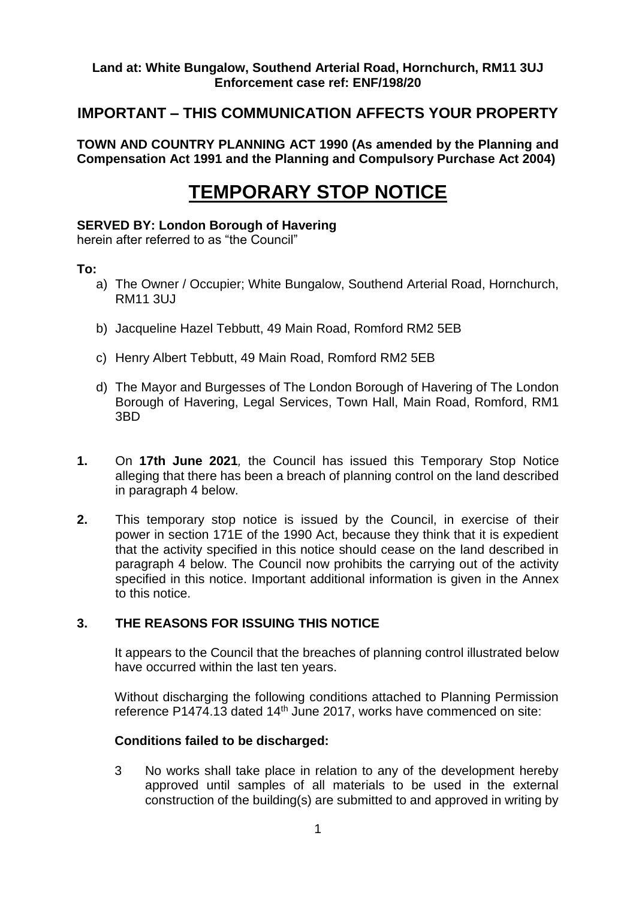**Land at: White Bungalow, Southend Arterial Road, Hornchurch, RM11 3UJ**
**Enforcement case ref: ENF/198/20**

## IMPORTANT – THIS COMMUNICATION AFFECTS YOUR PROPERTY

**TOWN AND COUNTRY PLANNING ACT 1990 (As amended by the Planning and Compensation Act 1991 and the Planning and Compulsory Purchase Act 2004)**

# TEMPORARY STOP NOTICE

**SERVED BY: London Borough of Havering**
herein after referred to as "the Council"

**To:**

a) The Owner / Occupier; White Bungalow, Southend Arterial Road, Hornchurch, RM11 3UJ

b) Jacqueline Hazel Tebbutt, 49 Main Road, Romford RM2 5EB

c) Henry Albert Tebbutt, 49 Main Road, Romford RM2 5EB

d) The Mayor and Burgesses of The London Borough of Havering of The London Borough of Havering, Legal Services, Town Hall, Main Road, Romford, RM1 3BD

**1.** On **17th June 2021***,* the Council has issued this Temporary Stop Notice alleging that there has been a breach of planning control on the land described in paragraph 4 below.

**2.** This temporary stop notice is issued by the Council, in exercise of their power in section 171E of the 1990 Act, because they think that it is expedient that the activity specified in this notice should cease on the land described in paragraph 4 below. The Council now prohibits the carrying out of the activity specified in this notice. Important additional information is given in the Annex to this notice.

**3. THE REASONS FOR ISSUING THIS NOTICE**

It appears to the Council that the breaches of planning control illustrated below have occurred within the last ten years.

Without discharging the following conditions attached to Planning Permission reference P1474.13 dated 14th June 2017, works have commenced on site:

**Conditions failed to be discharged:**

3 No works shall take place in relation to any of the development hereby approved until samples of all materials to be used in the external construction of the building(s) are submitted to and approved in writing by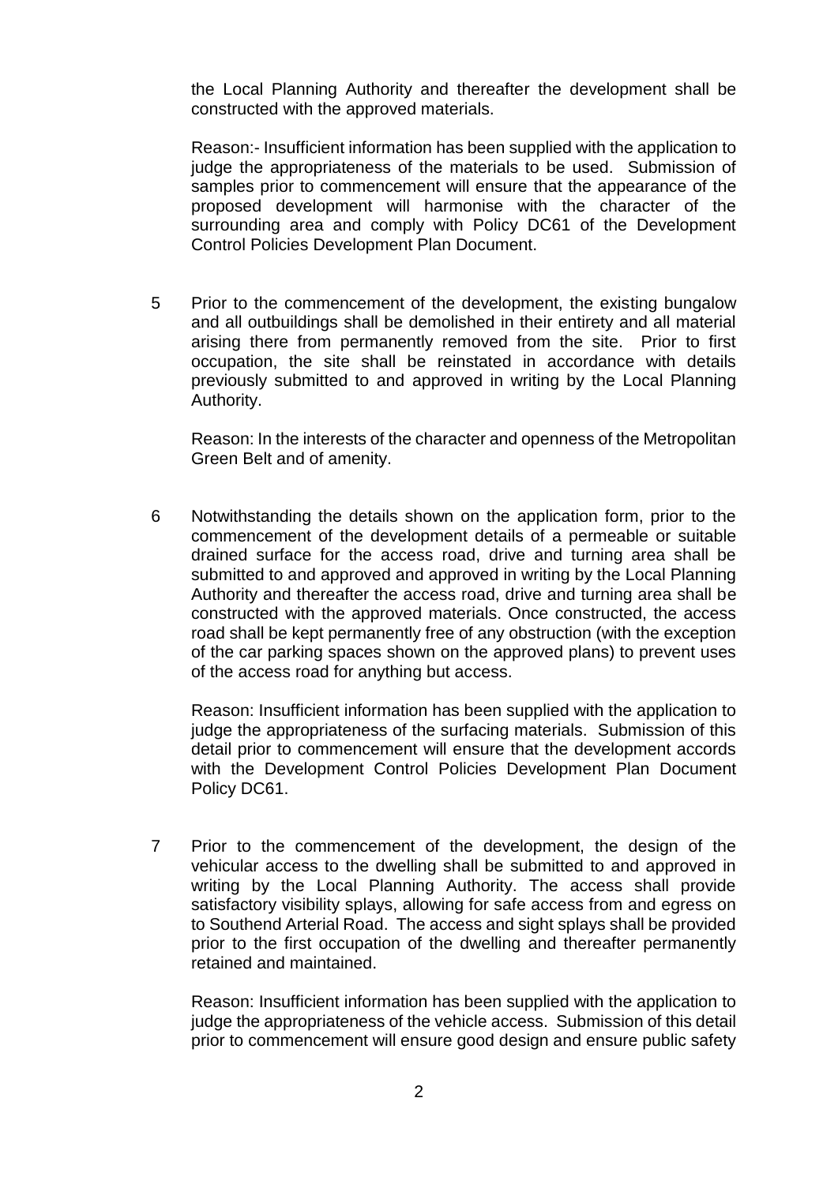the Local Planning Authority and thereafter the development shall be constructed with the approved materials.

Reason:- Insufficient information has been supplied with the application to judge the appropriateness of the materials to be used. Submission of samples prior to commencement will ensure that the appearance of the proposed development will harmonise with the character of the surrounding area and comply with Policy DC61 of the Development Control Policies Development Plan Document.

5 Prior to the commencement of the development, the existing bungalow and all outbuildings shall be demolished in their entirety and all material arising there from permanently removed from the site. Prior to first occupation, the site shall be reinstated in accordance with details previously submitted to and approved in writing by the Local Planning Authority.

Reason: In the interests of the character and openness of the Metropolitan Green Belt and of amenity.

6 Notwithstanding the details shown on the application form, prior to the commencement of the development details of a permeable or suitable drained surface for the access road, drive and turning area shall be submitted to and approved and approved in writing by the Local Planning Authority and thereafter the access road, drive and turning area shall be constructed with the approved materials. Once constructed, the access road shall be kept permanently free of any obstruction (with the exception of the car parking spaces shown on the approved plans) to prevent uses of the access road for anything but access.

Reason: Insufficient information has been supplied with the application to judge the appropriateness of the surfacing materials. Submission of this detail prior to commencement will ensure that the development accords with the Development Control Policies Development Plan Document Policy DC61.

7 Prior to the commencement of the development, the design of the vehicular access to the dwelling shall be submitted to and approved in writing by the Local Planning Authority. The access shall provide satisfactory visibility splays, allowing for safe access from and egress on to Southend Arterial Road. The access and sight splays shall be provided prior to the first occupation of the dwelling and thereafter permanently retained and maintained.

Reason: Insufficient information has been supplied with the application to judge the appropriateness of the vehicle access. Submission of this detail prior to commencement will ensure good design and ensure public safety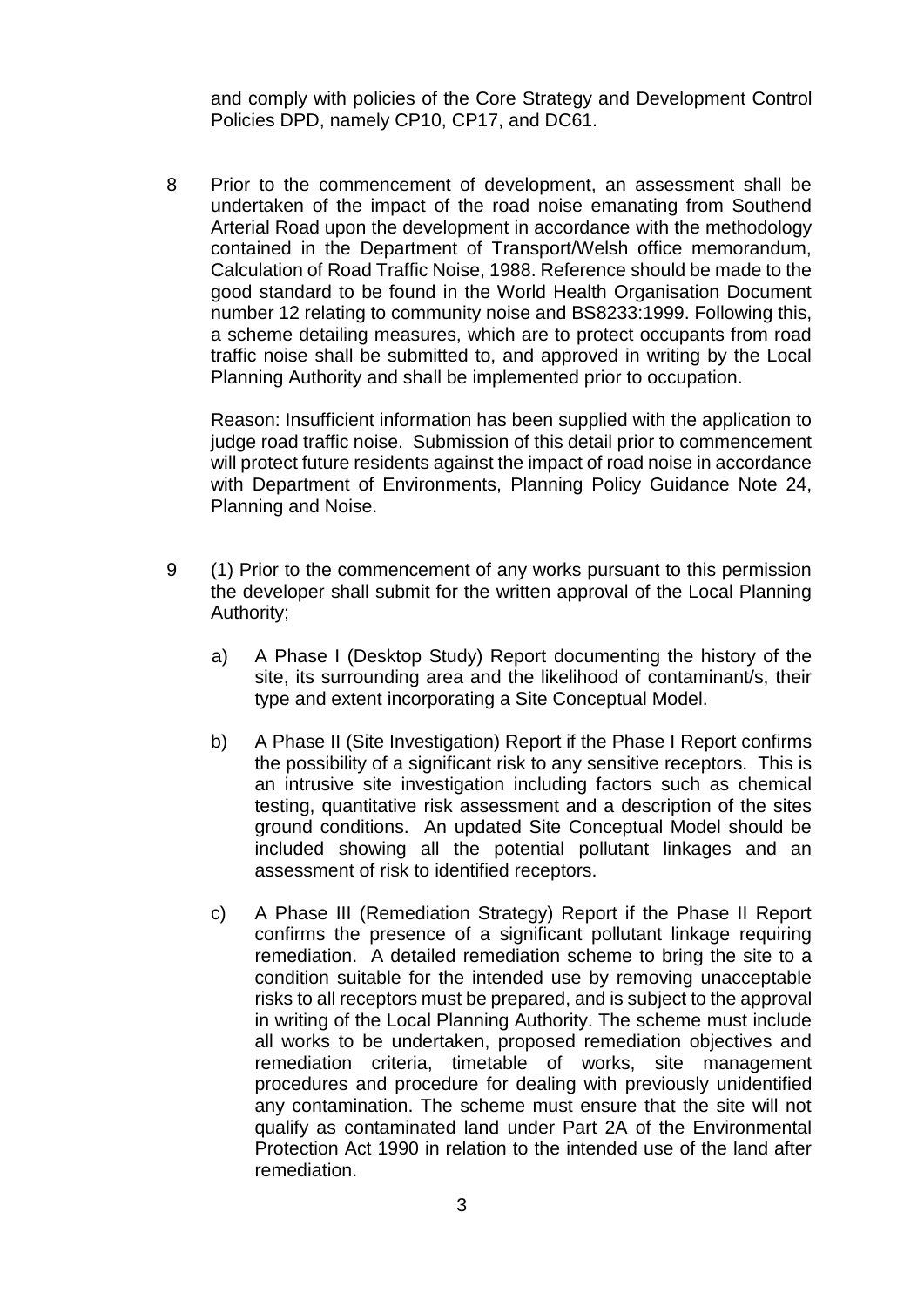and comply with policies of the Core Strategy and Development Control Policies DPD, namely CP10, CP17, and DC61.

8 Prior to the commencement of development, an assessment shall be undertaken of the impact of the road noise emanating from Southend Arterial Road upon the development in accordance with the methodology contained in the Department of Transport/Welsh office memorandum, Calculation of Road Traffic Noise, 1988. Reference should be made to the good standard to be found in the World Health Organisation Document number 12 relating to community noise and BS8233:1999. Following this, a scheme detailing measures, which are to protect occupants from road traffic noise shall be submitted to, and approved in writing by the Local Planning Authority and shall be implemented prior to occupation.

Reason: Insufficient information has been supplied with the application to judge road traffic noise. Submission of this detail prior to commencement will protect future residents against the impact of road noise in accordance with Department of Environments, Planning Policy Guidance Note 24, Planning and Noise.

9 (1) Prior to the commencement of any works pursuant to this permission the developer shall submit for the written approval of the Local Planning Authority;

a) A Phase I (Desktop Study) Report documenting the history of the site, its surrounding area and the likelihood of contaminant/s, their type and extent incorporating a Site Conceptual Model.

b) A Phase II (Site Investigation) Report if the Phase I Report confirms the possibility of a significant risk to any sensitive receptors. This is an intrusive site investigation including factors such as chemical testing, quantitative risk assessment and a description of the sites ground conditions. An updated Site Conceptual Model should be included showing all the potential pollutant linkages and an assessment of risk to identified receptors.

c) A Phase III (Remediation Strategy) Report if the Phase II Report confirms the presence of a significant pollutant linkage requiring remediation. A detailed remediation scheme to bring the site to a condition suitable for the intended use by removing unacceptable risks to all receptors must be prepared, and is subject to the approval in writing of the Local Planning Authority. The scheme must include all works to be undertaken, proposed remediation objectives and remediation criteria, timetable of works, site management procedures and procedure for dealing with previously unidentified any contamination. The scheme must ensure that the site will not qualify as contaminated land under Part 2A of the Environmental Protection Act 1990 in relation to the intended use of the land after remediation.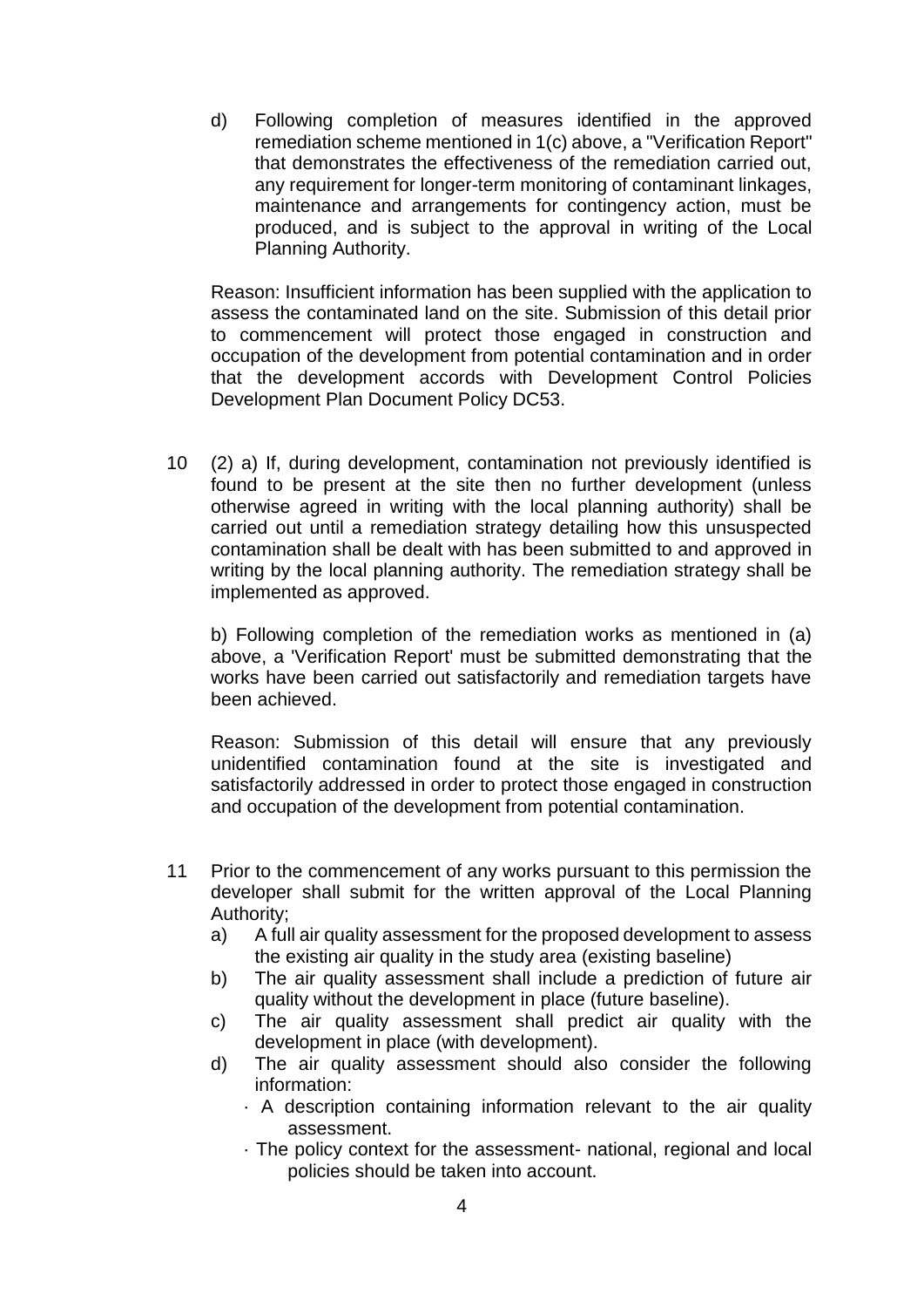d) Following completion of measures identified in the approved remediation scheme mentioned in 1(c) above, a "Verification Report" that demonstrates the effectiveness of the remediation carried out, any requirement for longer-term monitoring of contaminant linkages, maintenance and arrangements for contingency action, must be produced, and is subject to the approval in writing of the Local Planning Authority.

Reason: Insufficient information has been supplied with the application to assess the contaminated land on the site. Submission of this detail prior to commencement will protect those engaged in construction and occupation of the development from potential contamination and in order that the development accords with Development Control Policies Development Plan Document Policy DC53.

10 (2) a) If, during development, contamination not previously identified is found to be present at the site then no further development (unless otherwise agreed in writing with the local planning authority) shall be carried out until a remediation strategy detailing how this unsuspected contamination shall be dealt with has been submitted to and approved in writing by the local planning authority. The remediation strategy shall be implemented as approved.

b) Following completion of the remediation works as mentioned in (a) above, a 'Verification Report' must be submitted demonstrating that the works have been carried out satisfactorily and remediation targets have been achieved.

Reason: Submission of this detail will ensure that any previously unidentified contamination found at the site is investigated and satisfactorily addressed in order to protect those engaged in construction and occupation of the development from potential contamination.

11 Prior to the commencement of any works pursuant to this permission the developer shall submit for the written approval of the Local Planning Authority;

a) A full air quality assessment for the proposed development to assess the existing air quality in the study area (existing baseline)
b) The air quality assessment shall include a prediction of future air quality without the development in place (future baseline).
c) The air quality assessment shall predict air quality with the development in place (with development).
d) The air quality assessment should also consider the following information:
   - A description containing information relevant to the air quality assessment.
   - The policy context for the assessment- national, regional and local policies should be taken into account.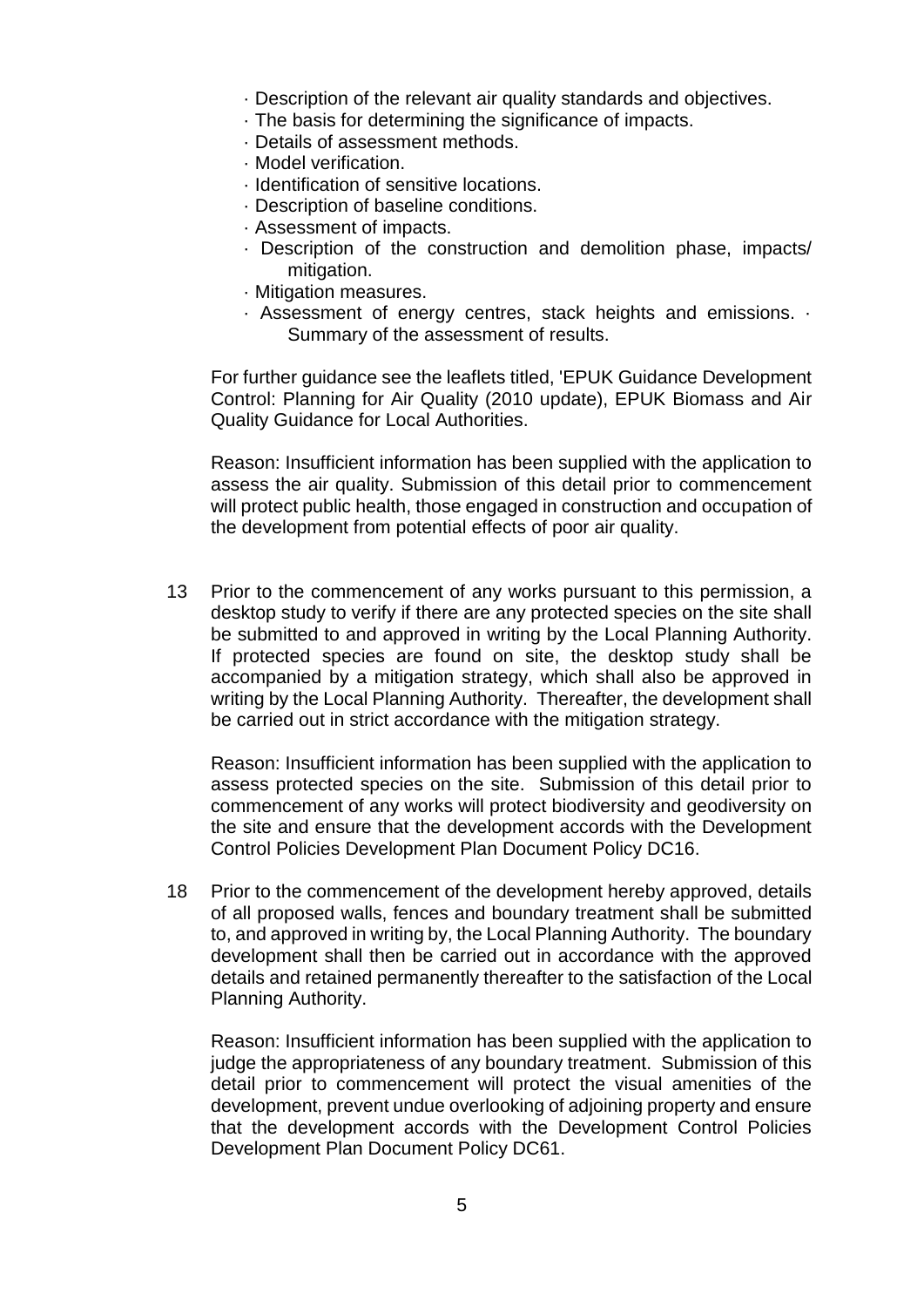- · Description of the relevant air quality standards and objectives.
- · The basis for determining the significance of impacts.
- · Details of assessment methods.
- · Model verification.
- · Identification of sensitive locations.
- · Description of baseline conditions.
- · Assessment of impacts.
- · Description of the construction and demolition phase, impacts/ mitigation.
- · Mitigation measures.
- · Assessment of energy centres, stack heights and emissions. · Summary of the assessment of results.

For further guidance see the leaflets titled, 'EPUK Guidance Development Control: Planning for Air Quality (2010 update), EPUK Biomass and Air Quality Guidance for Local Authorities.

Reason: Insufficient information has been supplied with the application to assess the air quality. Submission of this detail prior to commencement will protect public health, those engaged in construction and occupation of the development from potential effects of poor air quality.

13 Prior to the commencement of any works pursuant to this permission, a desktop study to verify if there are any protected species on the site shall be submitted to and approved in writing by the Local Planning Authority. If protected species are found on site, the desktop study shall be accompanied by a mitigation strategy, which shall also be approved in writing by the Local Planning Authority. Thereafter, the development shall be carried out in strict accordance with the mitigation strategy.

Reason: Insufficient information has been supplied with the application to assess protected species on the site. Submission of this detail prior to commencement of any works will protect biodiversity and geodiversity on the site and ensure that the development accords with the Development Control Policies Development Plan Document Policy DC16.

18 Prior to the commencement of the development hereby approved, details of all proposed walls, fences and boundary treatment shall be submitted to, and approved in writing by, the Local Planning Authority. The boundary development shall then be carried out in accordance with the approved details and retained permanently thereafter to the satisfaction of the Local Planning Authority.

Reason: Insufficient information has been supplied with the application to judge the appropriateness of any boundary treatment. Submission of this detail prior to commencement will protect the visual amenities of the development, prevent undue overlooking of adjoining property and ensure that the development accords with the Development Control Policies Development Plan Document Policy DC61.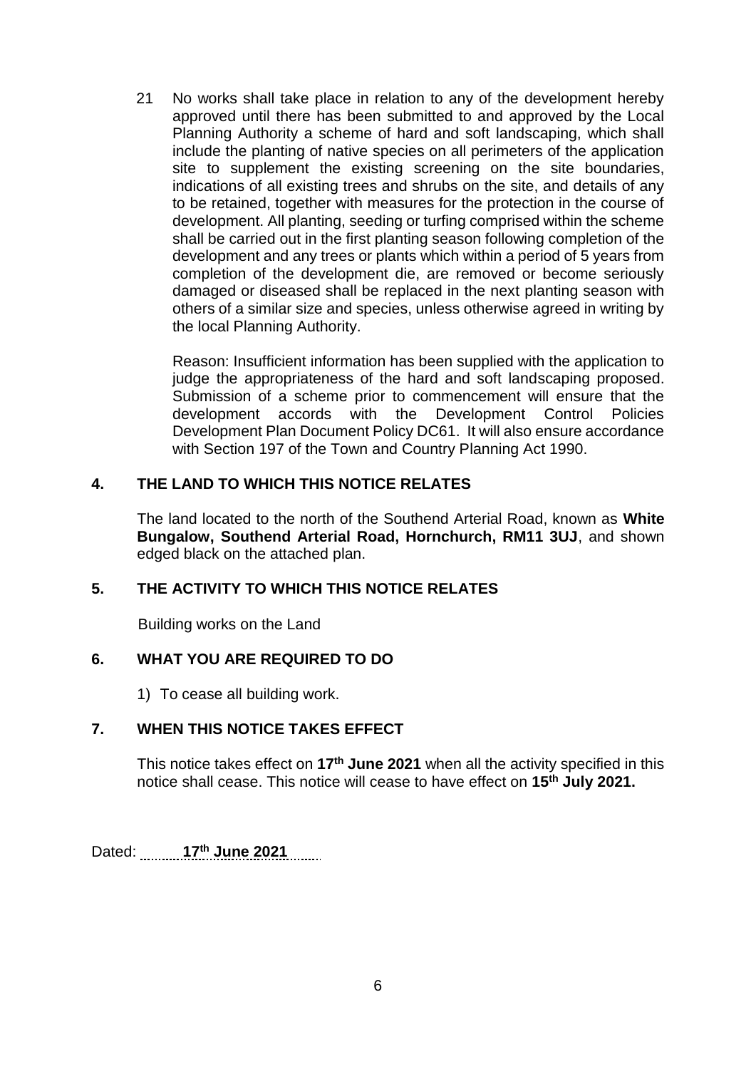21 No works shall take place in relation to any of the development hereby approved until there has been submitted to and approved by the Local Planning Authority a scheme of hard and soft landscaping, which shall include the planting of native species on all perimeters of the application site to supplement the existing screening on the site boundaries, indications of all existing trees and shrubs on the site, and details of any to be retained, together with measures for the protection in the course of development. All planting, seeding or turfing comprised within the scheme shall be carried out in the first planting season following completion of the development and any trees or plants which within a period of 5 years from completion of the development die, are removed or become seriously damaged or diseased shall be replaced in the next planting season with others of a similar size and species, unless otherwise agreed in writing by the local Planning Authority.

Reason: Insufficient information has been supplied with the application to judge the appropriateness of the hard and soft landscaping proposed. Submission of a scheme prior to commencement will ensure that the development accords with the Development Control Policies Development Plan Document Policy DC61. It will also ensure accordance with Section 197 of the Town and Country Planning Act 1990.

## 4. THE LAND TO WHICH THIS NOTICE RELATES

The land located to the north of the Southend Arterial Road, known as **White Bungalow, Southend Arterial Road, Hornchurch, RM11 3UJ**, and shown edged black on the attached plan.

## 5. THE ACTIVITY TO WHICH THIS NOTICE RELATES

Building works on the Land

## 6. WHAT YOU ARE REQUIRED TO DO

1) To cease all building work.

## 7. WHEN THIS NOTICE TAKES EFFECT

This notice takes effect on **17th June 2021** when all the activity specified in this notice shall cease. This notice will cease to have effect on **15th July 2021.**

Dated: **17th June 2021**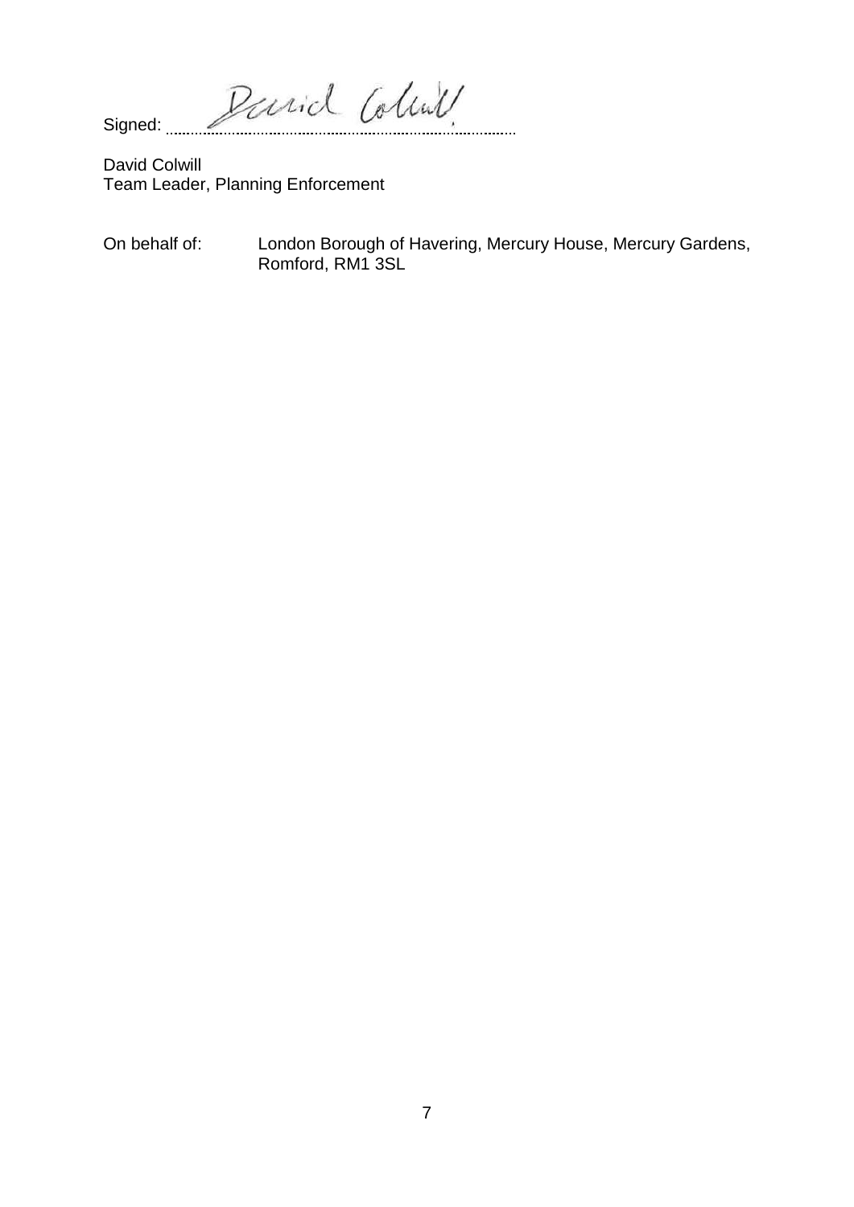Signed: ...........................................................................................

David Colwill
Team Leader, Planning Enforcement

On behalf of: London Borough of Havering, Mercury House, Mercury Gardens, Romford, RM1 3SL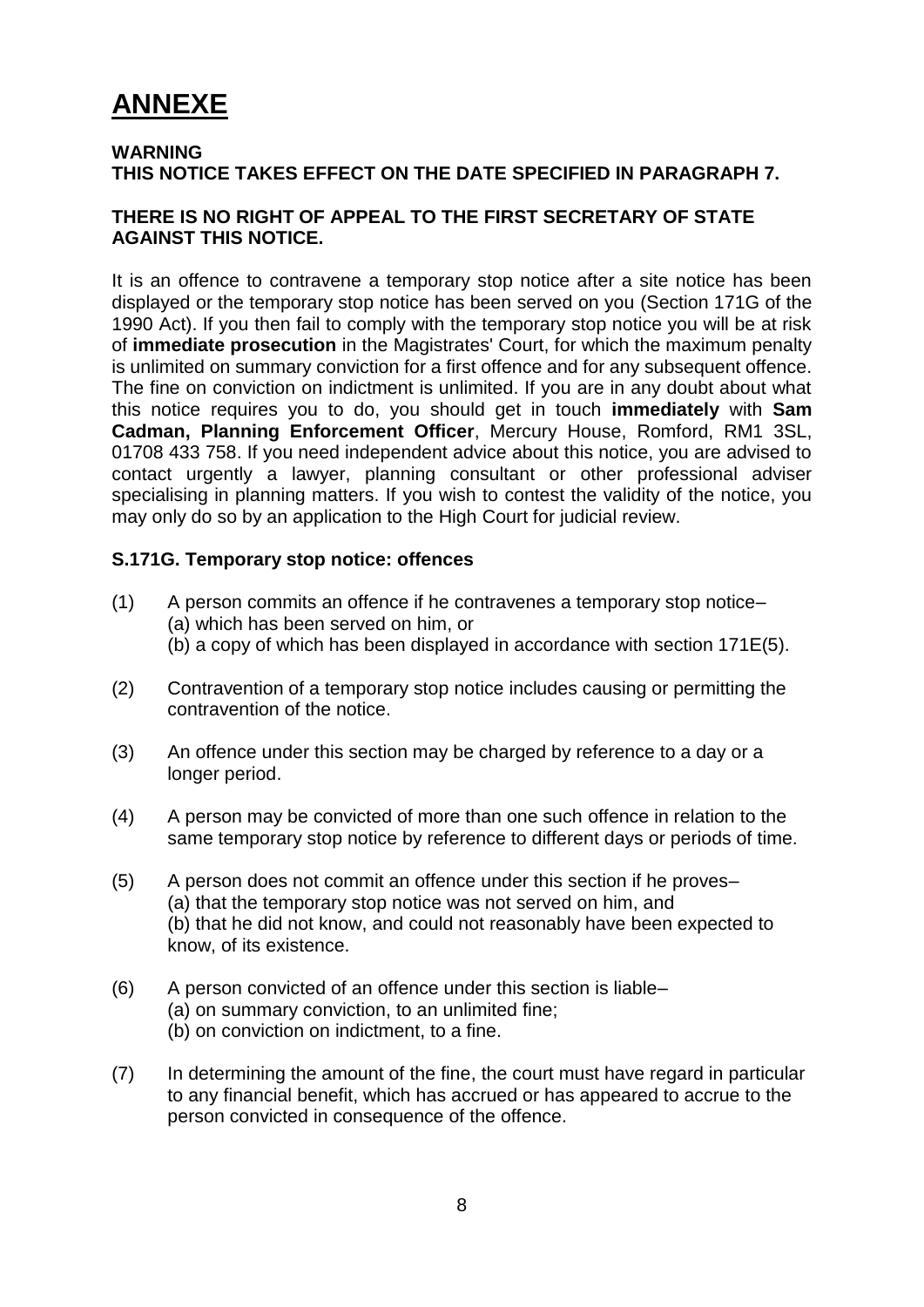# ANNEXE

**WARNING**
**THIS NOTICE TAKES EFFECT ON THE DATE SPECIFIED IN PARAGRAPH 7.**

**THERE IS NO RIGHT OF APPEAL TO THE FIRST SECRETARY OF STATE AGAINST THIS NOTICE.**

It is an offence to contravene a temporary stop notice after a site notice has been displayed or the temporary stop notice has been served on you (Section 171G of the 1990 Act). If you then fail to comply with the temporary stop notice you will be at risk of **immediate prosecution** in the Magistrates' Court, for which the maximum penalty is unlimited on summary conviction for a first offence and for any subsequent offence. The fine on conviction on indictment is unlimited. If you are in any doubt about what this notice requires you to do, you should get in touch **immediately** with **Sam Cadman, Planning Enforcement Officer**, Mercury House, Romford, RM1 3SL, 01708 433 758. If you need independent advice about this notice, you are advised to contact urgently a lawyer, planning consultant or other professional adviser specialising in planning matters. If you wish to contest the validity of the notice, you may only do so by an application to the High Court for judicial review.

**S.171G. Temporary stop notice: offences**

(1) A person commits an offence if he contravenes a temporary stop notice–
(a) which has been served on him, or
(b) a copy of which has been displayed in accordance with section 171E(5).

(2) Contravention of a temporary stop notice includes causing or permitting the contravention of the notice.

(3) An offence under this section may be charged by reference to a day or a longer period.

(4) A person may be convicted of more than one such offence in relation to the same temporary stop notice by reference to different days or periods of time.

(5) A person does not commit an offence under this section if he proves–
(a) that the temporary stop notice was not served on him, and
(b) that he did not know, and could not reasonably have been expected to know, of its existence.

(6) A person convicted of an offence under this section is liable–
(a) on summary conviction, to an unlimited fine;
(b) on conviction on indictment, to a fine.

(7) In determining the amount of the fine, the court must have regard in particular to any financial benefit, which has accrued or has appeared to accrue to the person convicted in consequence of the offence.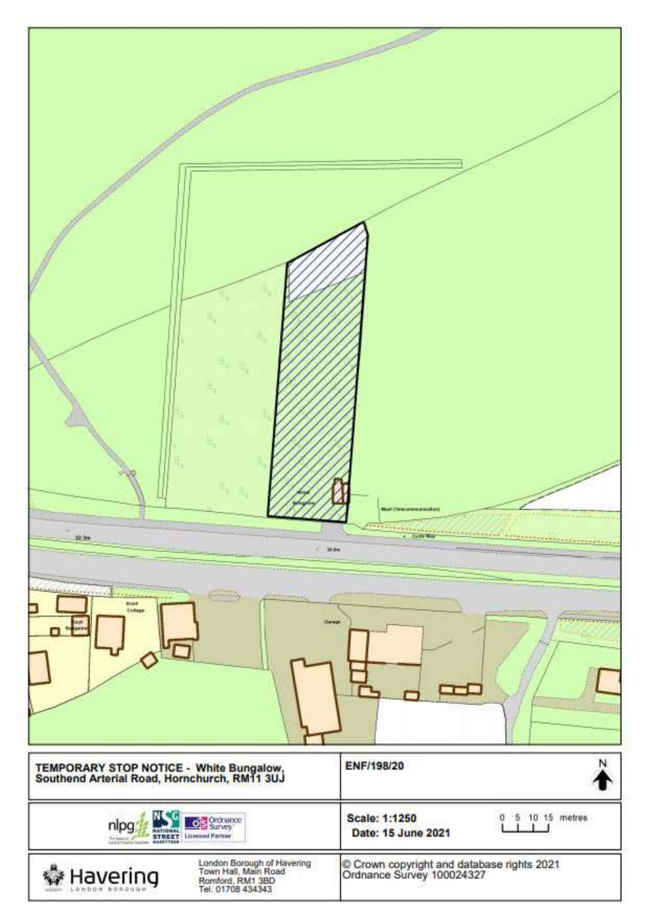White Bungalow

Mast (Telecommunication)

Cycle Way

32.3m

30.9m

Knoll Cottage

Knoll Bungalow

Garage

| | |
|---|---|
| TEMPORARY STOP NOTICE - White Bungalow, Southend Arterial Road, Hornchurch, RM11 3UJ | ENF/198/20 |
| nlpg, National Street Gazetteer, Ordnance Survey Licensed Partner | Scale: 1:1250<br>Date: 15 June 2021 |
| Havering London Borough — London Borough of Havering, Town Hall, Main Road, Romford, RM1 3BD, Tel: 01708 434343 | © Crown copyright and database rights 2021 Ordnance Survey 100024327 |

N

0 5 10 15 metres